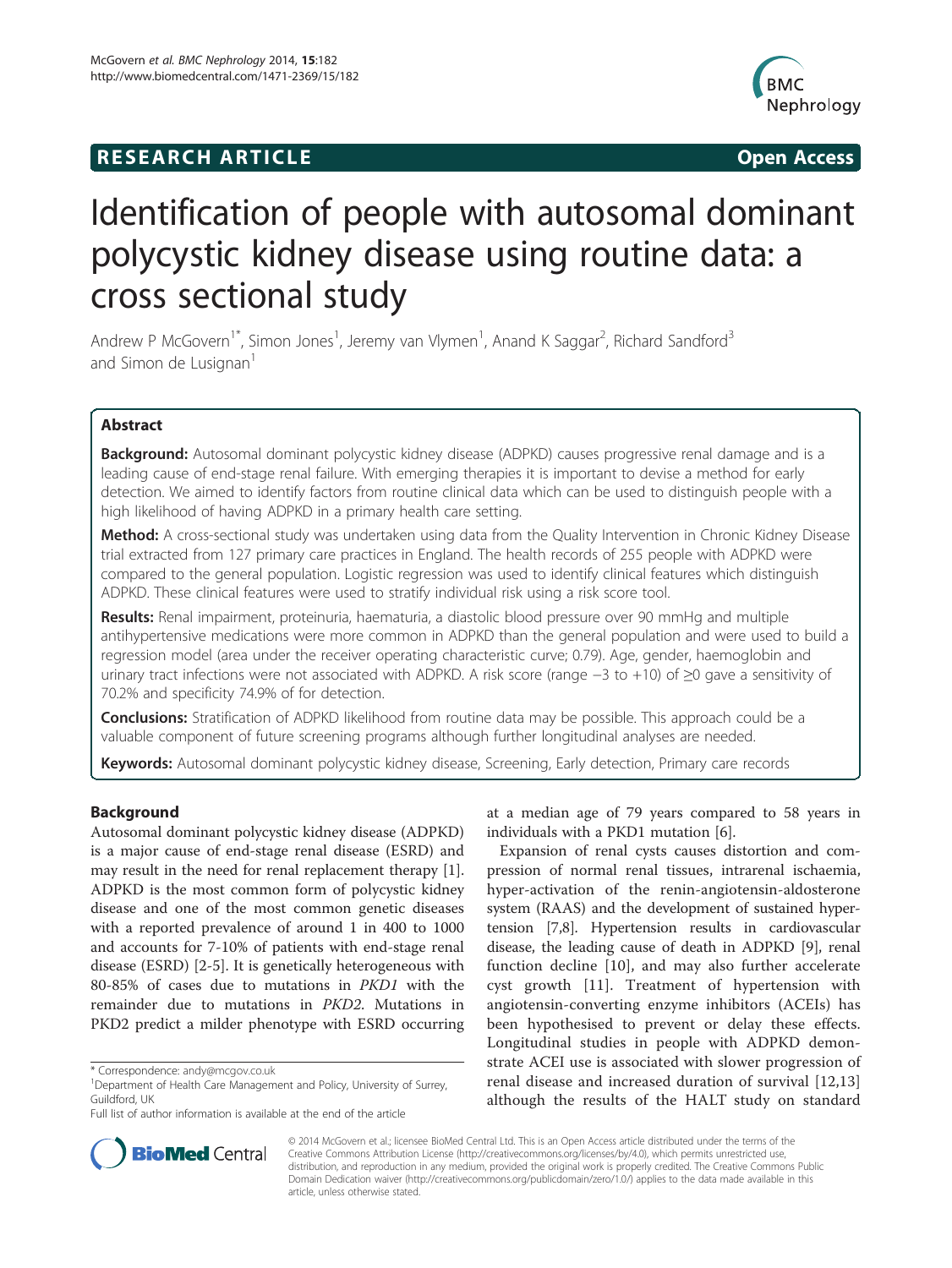**RESEARCH ARTICLE** **Open Access**

# Identification of people with autosomal dominant polycystic kidney disease using routine data: a cross sectional study

Andrew P McGovern[1*], Simon Jones[1], Jeremy van Vlymen[1], Anand K Saggar[2], Richard Sandford[3] and Simon de Lusignan[1]

## Abstract

**Background:** Autosomal dominant polycystic kidney disease (ADPKD) causes progressive renal damage and is a leading cause of end-stage renal failure. With emerging therapies it is important to devise a method for early detection. We aimed to identify factors from routine clinical data which can be used to distinguish people with a high likelihood of having ADPKD in a primary health care setting.

**Method:** A cross-sectional study was undertaken using data from the Quality Intervention in Chronic Kidney Disease trial extracted from 127 primary care practices in England. The health records of 255 people with ADPKD were compared to the general population. Logistic regression was used to identify clinical features which distinguish ADPKD. These clinical features were used to stratify individual risk using a risk score tool.

**Results:** Renal impairment, proteinuria, haematuria, a diastolic blood pressure over 90 mmHg and multiple antihypertensive medications were more common in ADPKD than the general population and were used to build a regression model (area under the receiver operating characteristic curve; 0.79). Age, gender, haemoglobin and urinary tract infections were not associated with ADPKD. A risk score (range −3 to +10) of ≥0 gave a sensitivity of 70.2% and specificity 74.9% of for detection.

**Conclusions:** Stratification of ADPKD likelihood from routine data may be possible. This approach could be a valuable component of future screening programs although further longitudinal analyses are needed.

**Keywords:** Autosomal dominant polycystic kidney disease, Screening, Early detection, Primary care records

## Background

Autosomal dominant polycystic kidney disease (ADPKD) is a major cause of end-stage renal disease (ESRD) and may result in the need for renal replacement therapy [1]. ADPKD is the most common form of polycystic kidney disease and one of the most common genetic diseases with a reported prevalence of around 1 in 400 to 1000 and accounts for 7-10% of patients with end-stage renal disease (ESRD) [2-5]. It is genetically heterogeneous with 80-85% of cases due to mutations in *PKD1* with the remainder due to mutations in *PKD2*. Mutations in PKD2 predict a milder phenotype with ESRD occurring at a median age of 79 years compared to 58 years in individuals with a PKD1 mutation [6].

Expansion of renal cysts causes distortion and compression of normal renal tissues, intrarenal ischaemia, hyper-activation of the renin-angiotensin-aldosterone system (RAAS) and the development of sustained hypertension [7,8]. Hypertension results in cardiovascular disease, the leading cause of death in ADPKD [9], renal function decline [10], and may also further accelerate cyst growth [11]. Treatment of hypertension with angiotensin-converting enzyme inhibitors (ACEIs) has been hypothesised to prevent or delay these effects. Longitudinal studies in people with ADPKD demonstrate ACEI use is associated with slower progression of renal disease and increased duration of survival [12,13] although the results of the HALT study on standard

\* Correspondence: andy@mcgov.co.uk
[1]Department of Health Care Management and Policy, University of Surrey, Guildford, UK
Full list of author information is available at the end of the article

© 2014 McGovern et al.; licensee BioMed Central Ltd. This is an Open Access article distributed under the terms of the Creative Commons Attribution License (http://creativecommons.org/licenses/by/4.0), which permits unrestricted use, distribution, and reproduction in any medium, provided the original work is properly credited. The Creative Commons Public Domain Dedication waiver (http://creativecommons.org/publicdomain/zero/1.0/) applies to the data made available in this article, unless otherwise stated.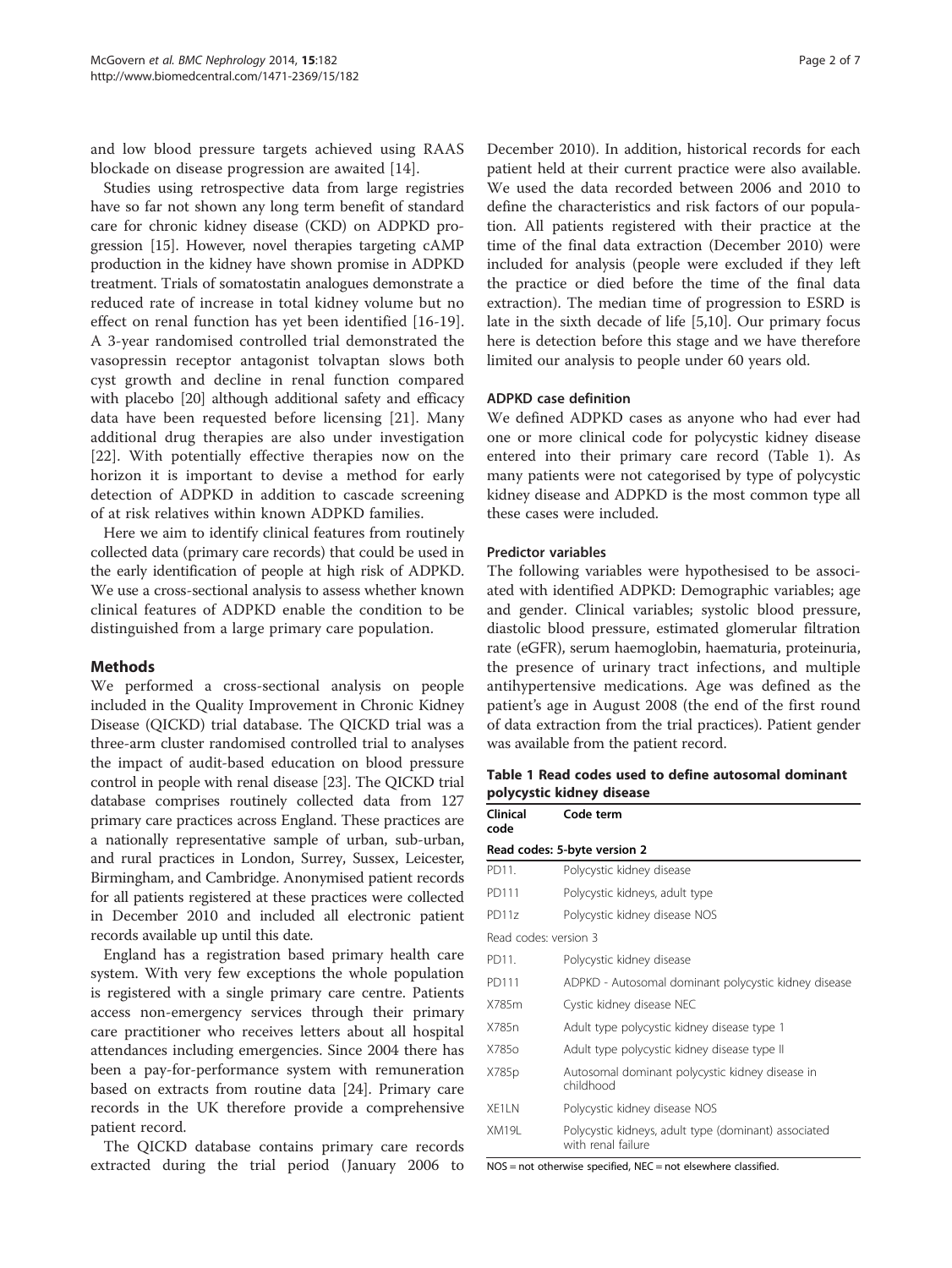and low blood pressure targets achieved using RAAS blockade on disease progression are awaited [14].

Studies using retrospective data from large registries have so far not shown any long term benefit of standard care for chronic kidney disease (CKD) on ADPKD progression [15]. However, novel therapies targeting cAMP production in the kidney have shown promise in ADPKD treatment. Trials of somatostatin analogues demonstrate a reduced rate of increase in total kidney volume but no effect on renal function has yet been identified [16-19]. A 3-year randomised controlled trial demonstrated the vasopressin receptor antagonist tolvaptan slows both cyst growth and decline in renal function compared with placebo [20] although additional safety and efficacy data have been requested before licensing [21]. Many additional drug therapies are also under investigation [22]. With potentially effective therapies now on the horizon it is important to devise a method for early detection of ADPKD in addition to cascade screening of at risk relatives within known ADPKD families.

Here we aim to identify clinical features from routinely collected data (primary care records) that could be used in the early identification of people at high risk of ADPKD. We use a cross-sectional analysis to assess whether known clinical features of ADPKD enable the condition to be distinguished from a large primary care population.

## Methods

We performed a cross-sectional analysis on people included in the Quality Improvement in Chronic Kidney Disease (QICKD) trial database. The QICKD trial was a three-arm cluster randomised controlled trial to analyses the impact of audit-based education on blood pressure control in people with renal disease [23]. The QICKD trial database comprises routinely collected data from 127 primary care practices across England. These practices are a nationally representative sample of urban, sub-urban, and rural practices in London, Surrey, Sussex, Leicester, Birmingham, and Cambridge. Anonymised patient records for all patients registered at these practices were collected in December 2010 and included all electronic patient records available up until this date.

England has a registration based primary health care system. With very few exceptions the whole population is registered with a single primary care centre. Patients access non-emergency services through their primary care practitioner who receives letters about all hospital attendances including emergencies. Since 2004 there has been a pay-for-performance system with remuneration based on extracts from routine data [24]. Primary care records in the UK therefore provide a comprehensive patient record.

The QICKD database contains primary care records extracted during the trial period (January 2006 to December 2010). In addition, historical records for each patient held at their current practice were also available. We used the data recorded between 2006 and 2010 to define the characteristics and risk factors of our population. All patients registered with their practice at the time of the final data extraction (December 2010) were included for analysis (people were excluded if they left the practice or died before the time of the final data extraction). The median time of progression to ESRD is late in the sixth decade of life [5,10]. Our primary focus here is detection before this stage and we have therefore limited our analysis to people under 60 years old.

### ADPKD case definition

We defined ADPKD cases as anyone who had ever had one or more clinical code for polycystic kidney disease entered into their primary care record (Table 1). As many patients were not categorised by type of polycystic kidney disease and ADPKD is the most common type all these cases were included.

### Predictor variables

The following variables were hypothesised to be associated with identified ADPKD: Demographic variables; age and gender. Clinical variables; systolic blood pressure, diastolic blood pressure, estimated glomerular filtration rate (eGFR), serum haemoglobin, haematuria, proteinuria, the presence of urinary tract infections, and multiple antihypertensive medications. Age was defined as the patient's age in August 2008 (the end of the first round of data extraction from the trial practices). Patient gender was available from the patient record.

**Table 1 Read codes used to define autosomal dominant polycystic kidney disease**

| Clinical code | Code term |
|---|---|
| **Read codes: 5-byte version 2** | |
| PD11. | Polycystic kidney disease |
| PD111 | Polycystic kidneys, adult type |
| PD11z | Polycystic kidney disease NOS |
| Read codes: version 3 | |
| PD11. | Polycystic kidney disease |
| PD111 | ADPKD - Autosomal dominant polycystic kidney disease |
| X785m | Cystic kidney disease NEC |
| X785n | Adult type polycystic kidney disease type 1 |
| X785o | Adult type polycystic kidney disease type II |
| X785p | Autosomal dominant polycystic kidney disease in childhood |
| XE1LN | Polycystic kidney disease NOS |
| XM19L | Polycystic kidneys, adult type (dominant) associated with renal failure |

NOS = not otherwise specified, NEC = not elsewhere classified.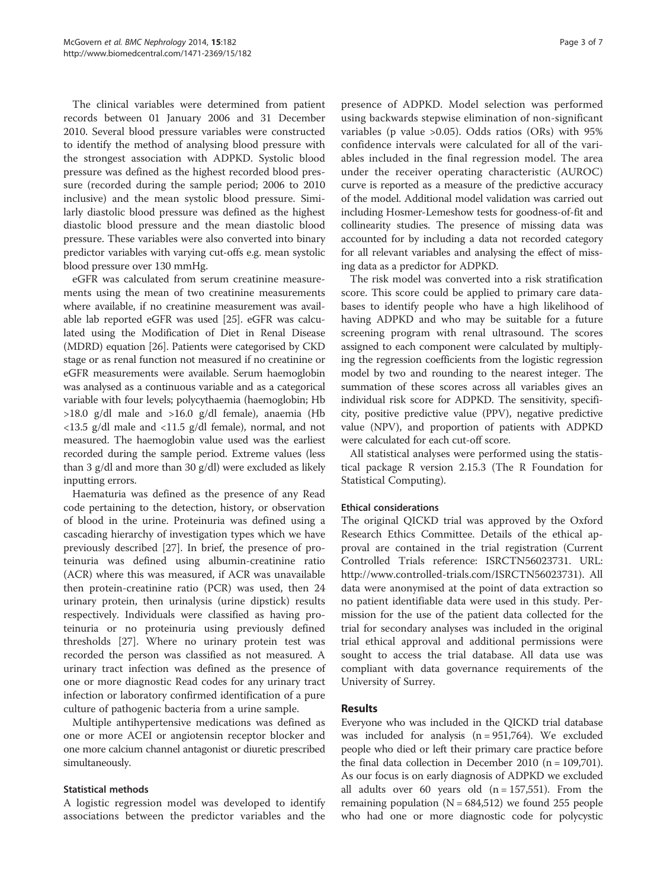The clinical variables were determined from patient records between 01 January 2006 and 31 December 2010. Several blood pressure variables were constructed to identify the method of analysing blood pressure with the strongest association with ADPKD. Systolic blood pressure was defined as the highest recorded blood pressure (recorded during the sample period; 2006 to 2010 inclusive) and the mean systolic blood pressure. Similarly diastolic blood pressure was defined as the highest diastolic blood pressure and the mean diastolic blood pressure. These variables were also converted into binary predictor variables with varying cut-offs e.g. mean systolic blood pressure over 130 mmHg.

eGFR was calculated from serum creatinine measurements using the mean of two creatinine measurements where available, if no creatinine measurement was available lab reported eGFR was used [25]. eGFR was calculated using the Modification of Diet in Renal Disease (MDRD) equation [26]. Patients were categorised by CKD stage or as renal function not measured if no creatinine or eGFR measurements were available. Serum haemoglobin was analysed as a continuous variable and as a categorical variable with four levels; polycythaemia (haemoglobin; Hb >18.0 g/dl male and >16.0 g/dl female), anaemia (Hb <13.5 g/dl male and <11.5 g/dl female), normal, and not measured. The haemoglobin value used was the earliest recorded during the sample period. Extreme values (less than 3 g/dl and more than 30 g/dl) were excluded as likely inputting errors.

Haematuria was defined as the presence of any Read code pertaining to the detection, history, or observation of blood in the urine. Proteinuria was defined using a cascading hierarchy of investigation types which we have previously described [27]. In brief, the presence of proteinuria was defined using albumin-creatinine ratio (ACR) where this was measured, if ACR was unavailable then protein-creatinine ratio (PCR) was used, then 24 urinary protein, then urinalysis (urine dipstick) results respectively. Individuals were classified as having proteinuria or no proteinuria using previously defined thresholds [27]. Where no urinary protein test was recorded the person was classified as not measured. A urinary tract infection was defined as the presence of one or more diagnostic Read codes for any urinary tract infection or laboratory confirmed identification of a pure culture of pathogenic bacteria from a urine sample.

Multiple antihypertensive medications was defined as one or more ACEI or angiotensin receptor blocker and one more calcium channel antagonist or diuretic prescribed simultaneously.

### Statistical methods

A logistic regression model was developed to identify associations between the predictor variables and the presence of ADPKD. Model selection was performed using backwards stepwise elimination of non-significant variables (p value >0.05). Odds ratios (ORs) with 95% confidence intervals were calculated for all of the variables included in the final regression model. The area under the receiver operating characteristic (AUROC) curve is reported as a measure of the predictive accuracy of the model. Additional model validation was carried out including Hosmer-Lemeshow tests for goodness-of-fit and collinearity studies. The presence of missing data was accounted for by including a data not recorded category for all relevant variables and analysing the effect of missing data as a predictor for ADPKD.

The risk model was converted into a risk stratification score. This score could be applied to primary care databases to identify people who have a high likelihood of having ADPKD and who may be suitable for a future screening program with renal ultrasound. The scores assigned to each component were calculated by multiplying the regression coefficients from the logistic regression model by two and rounding to the nearest integer. The summation of these scores across all variables gives an individual risk score for ADPKD. The sensitivity, specificity, positive predictive value (PPV), negative predictive value (NPV), and proportion of patients with ADPKD were calculated for each cut-off score.

All statistical analyses were performed using the statistical package R version 2.15.3 (The R Foundation for Statistical Computing).

### Ethical considerations

The original QICKD trial was approved by the Oxford Research Ethics Committee. Details of the ethical approval are contained in the trial registration (Current Controlled Trials reference: ISRCTN56023731. URL: http://www.controlled-trials.com/ISRCTN56023731). All data were anonymised at the point of data extraction so no patient identifiable data were used in this study. Permission for the use of the patient data collected for the trial for secondary analyses was included in the original trial ethical approval and additional permissions were sought to access the trial database. All data use was compliant with data governance requirements of the University of Surrey.

## Results

Everyone who was included in the QICKD trial database was included for analysis (n = 951,764). We excluded people who died or left their primary care practice before the final data collection in December 2010 (n = 109,701). As our focus is on early diagnosis of ADPKD we excluded all adults over 60 years old (n = 157,551). From the remaining population (N = 684,512) we found 255 people who had one or more diagnostic code for polycystic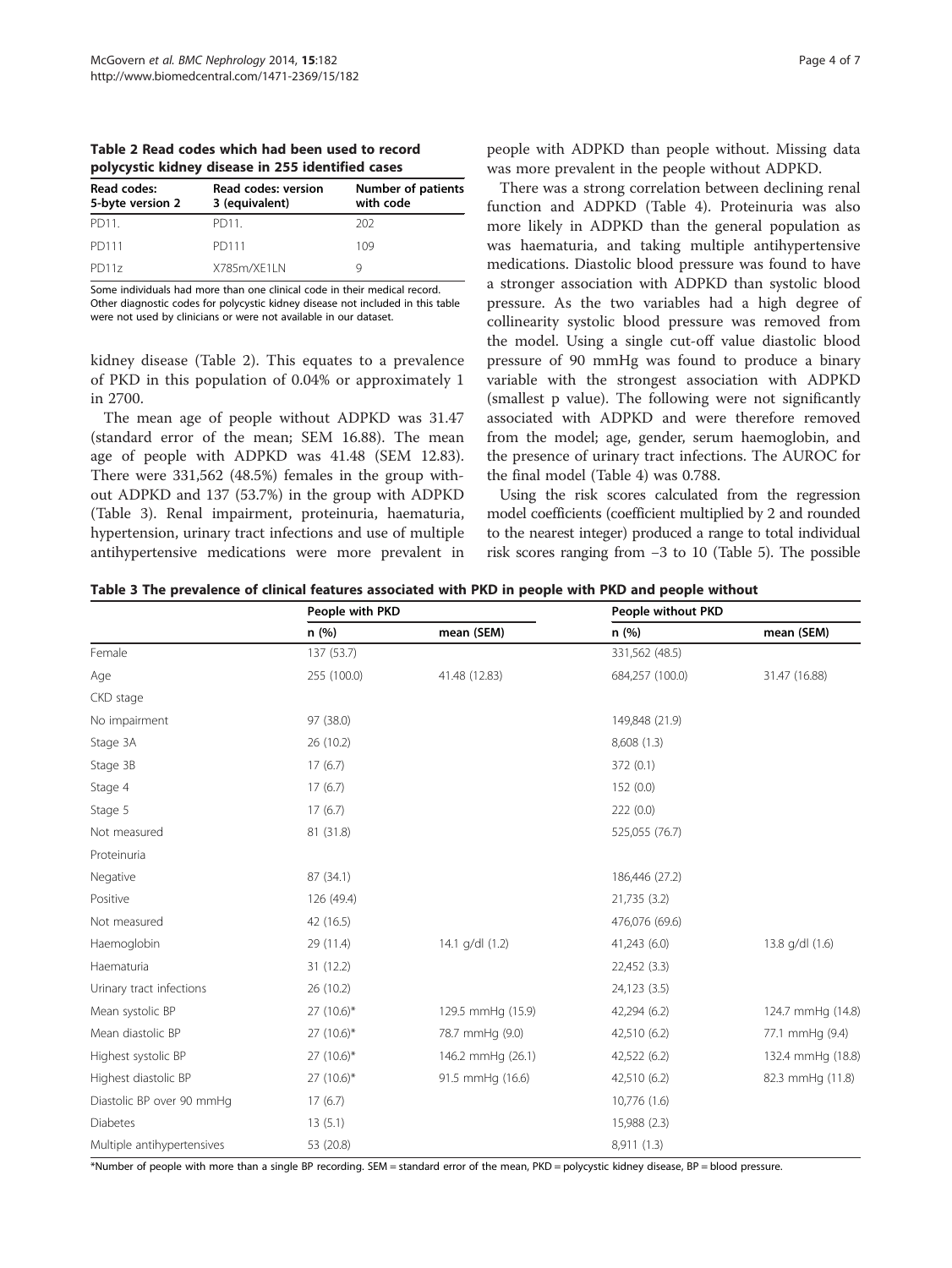**Table 2 Read codes which had been used to record polycystic kidney disease in 255 identified cases**

| Read codes: 5-byte version 2 | Read codes: version 3 (equivalent) | Number of patients with code |
|---|---|---|
| PD11. | PD11. | 202 |
| PD111 | PD111 | 109 |
| PD11z | X785m/XE1LN | 9 |

Some individuals had more than one clinical code in their medical record. Other diagnostic codes for polycystic kidney disease not included in this table were not used by clinicians or were not available in our dataset.

kidney disease (Table 2). This equates to a prevalence of PKD in this population of 0.04% or approximately 1 in 2700.

The mean age of people without ADPKD was 31.47 (standard error of the mean; SEM 16.88). The mean age of people with ADPKD was 41.48 (SEM 12.83). There were 331,562 (48.5%) females in the group without ADPKD and 137 (53.7%) in the group with ADPKD (Table 3). Renal impairment, proteinuria, haematuria, hypertension, urinary tract infections and use of multiple antihypertensive medications were more prevalent in people with ADPKD than people without. Missing data was more prevalent in the people without ADPKD.

There was a strong correlation between declining renal function and ADPKD (Table 4). Proteinuria was also more likely in ADPKD than the general population as was haematuria, and taking multiple antihypertensive medications. Diastolic blood pressure was found to have a stronger association with ADPKD than systolic blood pressure. As the two variables had a high degree of collinearity systolic blood pressure was removed from the model. Using a single cut-off value diastolic blood pressure of 90 mmHg was found to produce a binary variable with the strongest association with ADPKD (smallest p value). The following were not significantly associated with ADPKD and were therefore removed from the model; age, gender, serum haemoglobin, and the presence of urinary tract infections. The AUROC for the final model (Table 4) was 0.788.

Using the risk scores calculated from the regression model coefficients (coefficient multiplied by 2 and rounded to the nearest integer) produced a range to total individual risk scores ranging from −3 to 10 (Table 5). The possible

**Table 3 The prevalence of clinical features associated with PKD in people with PKD and people without**

| | People with PKD | | People without PKD | |
|---|---|---|---|---|
| | n (%) | mean (SEM) | n (%) | mean (SEM) |
| Female | 137 (53.7) | | 331,562 (48.5) | |
| Age | 255 (100.0) | 41.48 (12.83) | 684,257 (100.0) | 31.47 (16.88) |
| CKD stage | | | | |
| No impairment | 97 (38.0) | | 149,848 (21.9) | |
| Stage 3A | 26 (10.2) | | 8,608 (1.3) | |
| Stage 3B | 17 (6.7) | | 372 (0.1) | |
| Stage 4 | 17 (6.7) | | 152 (0.0) | |
| Stage 5 | 17 (6.7) | | 222 (0.0) | |
| Not measured | 81 (31.8) | | 525,055 (76.7) | |
| Proteinuria | | | | |
| Negative | 87 (34.1) | | 186,446 (27.2) | |
| Positive | 126 (49.4) | | 21,735 (3.2) | |
| Not measured | 42 (16.5) | | 476,076 (69.6) | |
| Haemoglobin | 29 (11.4) | 14.1 g/dl (1.2) | 41,243 (6.0) | 13.8 g/dl (1.6) |
| Haematuria | 31 (12.2) | | 22,452 (3.3) | |
| Urinary tract infections | 26 (10.2) | | 24,123 (3.5) | |
| Mean systolic BP | 27 (10.6)* | 129.5 mmHg (15.9) | 42,294 (6.2) | 124.7 mmHg (14.8) |
| Mean diastolic BP | 27 (10.6)* | 78.7 mmHg (9.0) | 42,510 (6.2) | 77.1 mmHg (9.4) |
| Highest systolic BP | 27 (10.6)* | 146.2 mmHg (26.1) | 42,522 (6.2) | 132.4 mmHg (18.8) |
| Highest diastolic BP | 27 (10.6)* | 91.5 mmHg (16.6) | 42,510 (6.2) | 82.3 mmHg (11.8) |
| Diastolic BP over 90 mmHg | 17 (6.7) | | 10,776 (1.6) | |
| Diabetes | 13 (5.1) | | 15,988 (2.3) | |
| Multiple antihypertensives | 53 (20.8) | | 8,911 (1.3) | |

*Number of people with more than a single BP recording. SEM = standard error of the mean, PKD = polycystic kidney disease, BP = blood pressure.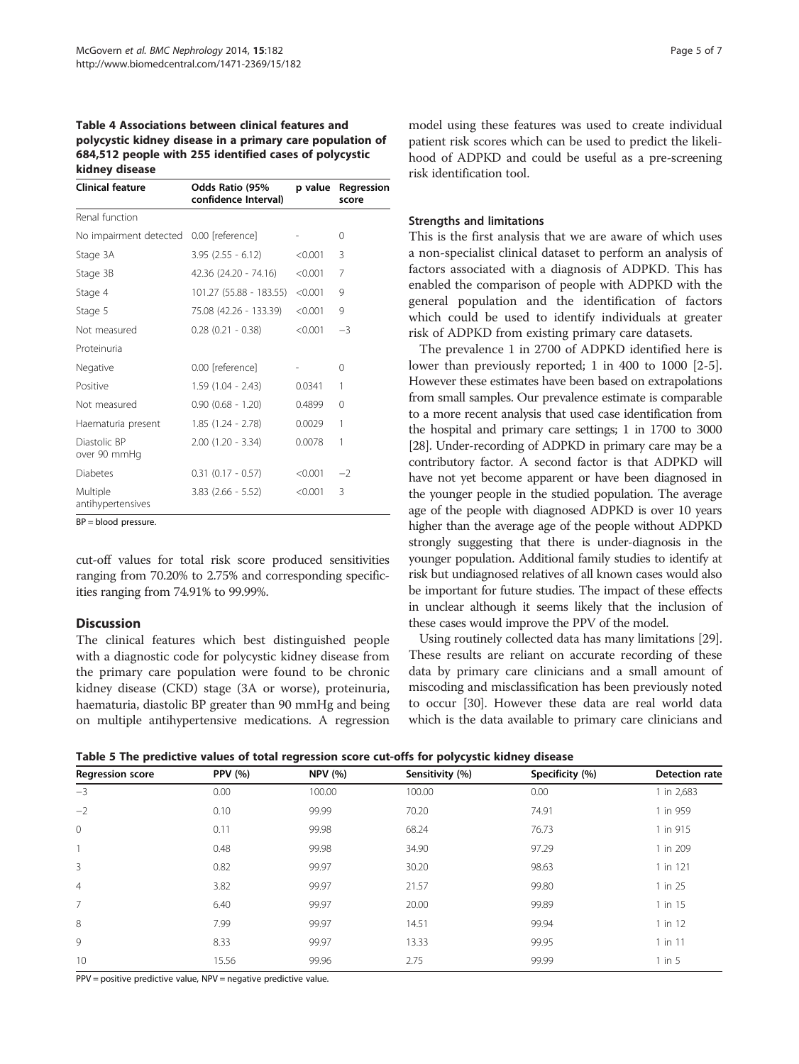**Table 4 Associations between clinical features and polycystic kidney disease in a primary care population of 684,512 people with 255 identified cases of polycystic kidney disease**

| Clinical feature | Odds Ratio (95% confidence Interval) | p value | Regression score |
|---|---|---|---|
| Renal function | | | |
| No impairment detected | 0.00 [reference] | - | 0 |
| Stage 3A | 3.95 (2.55 - 6.12) | <0.001 | 3 |
| Stage 3B | 42.36 (24.20 - 74.16) | <0.001 | 7 |
| Stage 4 | 101.27 (55.88 - 183.55) | <0.001 | 9 |
| Stage 5 | 75.08 (42.26 - 133.39) | <0.001 | 9 |
| Not measured | 0.28 (0.21 - 0.38) | <0.001 | −3 |
| Proteinuria | | | |
| Negative | 0.00 [reference] | - | 0 |
| Positive | 1.59 (1.04 - 2.43) | 0.0341 | 1 |
| Not measured | 0.90 (0.68 - 1.20) | 0.4899 | 0 |
| Haematuria present | 1.85 (1.24 - 2.78) | 0.0029 | 1 |
| Diastolic BP over 90 mmHg | 2.00 (1.20 - 3.34) | 0.0078 | 1 |
| Diabetes | 0.31 (0.17 - 0.57) | <0.001 | −2 |
| Multiple antihypertensives | 3.83 (2.66 - 5.52) | <0.001 | 3 |

BP = blood pressure.

cut-off values for total risk score produced sensitivities ranging from 70.20% to 2.75% and corresponding specificities ranging from 74.91% to 99.99%.

## Discussion

The clinical features which best distinguished people with a diagnostic code for polycystic kidney disease from the primary care population were found to be chronic kidney disease (CKD) stage (3A or worse), proteinuria, haematuria, diastolic BP greater than 90 mmHg and being on multiple antihypertensive medications. A regression model using these features was used to create individual patient risk scores which can be used to predict the likelihood of ADPKD and could be useful as a pre-screening risk identification tool.

### Strengths and limitations

This is the first analysis that we are aware of which uses a non-specialist clinical dataset to perform an analysis of factors associated with a diagnosis of ADPKD. This has enabled the comparison of people with ADPKD with the general population and the identification of factors which could be used to identify individuals at greater risk of ADPKD from existing primary care datasets.

The prevalence 1 in 2700 of ADPKD identified here is lower than previously reported; 1 in 400 to 1000 [2-5]. However these estimates have been based on extrapolations from small samples. Our prevalence estimate is comparable to a more recent analysis that used case identification from the hospital and primary care settings; 1 in 1700 to 3000 [28]. Under-recording of ADPKD in primary care may be a contributory factor. A second factor is that ADPKD will have not yet become apparent or have been diagnosed in the younger people in the studied population. The average age of the people with diagnosed ADPKD is over 10 years higher than the average age of the people without ADPKD strongly suggesting that there is under-diagnosis in the younger population. Additional family studies to identify at risk but undiagnosed relatives of all known cases would also be important for future studies. The impact of these effects in unclear although it seems likely that the inclusion of these cases would improve the PPV of the model.

Using routinely collected data has many limitations [29]. These results are reliant on accurate recording of these data by primary care clinicians and a small amount of miscoding and misclassification has been previously noted to occur [30]. However these data are real world data which is the data available to primary care clinicians and

**Table 5 The predictive values of total regression score cut-offs for polycystic kidney disease**

| Regression score | PPV (%) | NPV (%) | Sensitivity (%) | Specificity (%) | Detection rate |
|---|---|---|---|---|---|
| −3 | 0.00 | 100.00 | 100.00 | 0.00 | 1 in 2,683 |
| −2 | 0.10 | 99.99 | 70.20 | 74.91 | 1 in 959 |
| 0 | 0.11 | 99.98 | 68.24 | 76.73 | 1 in 915 |
| 1 | 0.48 | 99.98 | 34.90 | 97.29 | 1 in 209 |
| 3 | 0.82 | 99.97 | 30.20 | 98.63 | 1 in 121 |
| 4 | 3.82 | 99.97 | 21.57 | 99.80 | 1 in 25 |
| 7 | 6.40 | 99.97 | 20.00 | 99.89 | 1 in 15 |
| 8 | 7.99 | 99.97 | 14.51 | 99.94 | 1 in 12 |
| 9 | 8.33 | 99.97 | 13.33 | 99.95 | 1 in 11 |
| 10 | 15.56 | 99.96 | 2.75 | 99.99 | 1 in 5 |

PPV = positive predictive value, NPV = negative predictive value.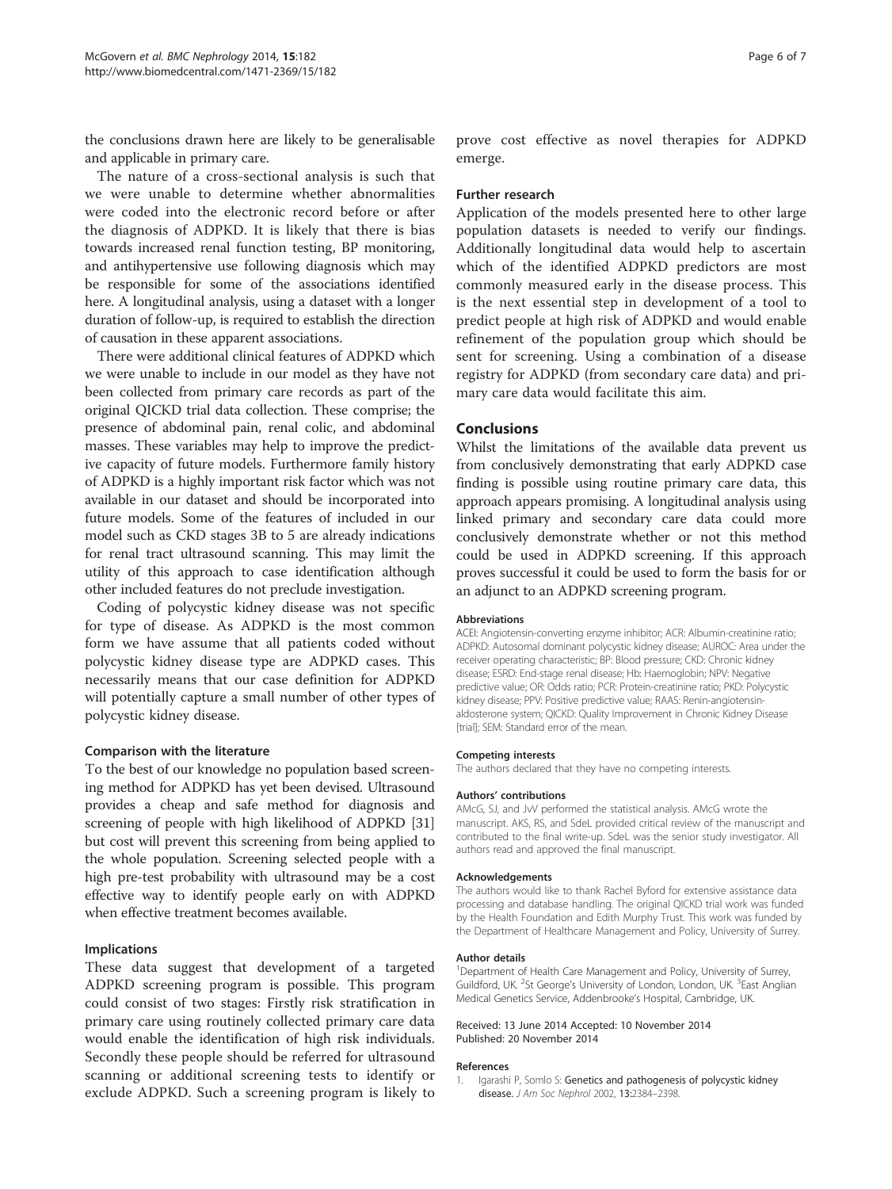the conclusions drawn here are likely to be generalisable and applicable in primary care.

The nature of a cross-sectional analysis is such that we were unable to determine whether abnormalities were coded into the electronic record before or after the diagnosis of ADPKD. It is likely that there is bias towards increased renal function testing, BP monitoring, and antihypertensive use following diagnosis which may be responsible for some of the associations identified here. A longitudinal analysis, using a dataset with a longer duration of follow-up, is required to establish the direction of causation in these apparent associations.

There were additional clinical features of ADPKD which we were unable to include in our model as they have not been collected from primary care records as part of the original QICKD trial data collection. These comprise; the presence of abdominal pain, renal colic, and abdominal masses. These variables may help to improve the predictive capacity of future models. Furthermore family history of ADPKD is a highly important risk factor which was not available in our dataset and should be incorporated into future models. Some of the features of included in our model such as CKD stages 3B to 5 are already indications for renal tract ultrasound scanning. This may limit the utility of this approach to case identification although other included features do not preclude investigation.

Coding of polycystic kidney disease was not specific for type of disease. As ADPKD is the most common form we have assume that all patients coded without polycystic kidney disease type are ADPKD cases. This necessarily means that our case definition for ADPKD will potentially capture a small number of other types of polycystic kidney disease.

### Comparison with the literature

To the best of our knowledge no population based screening method for ADPKD has yet been devised. Ultrasound provides a cheap and safe method for diagnosis and screening of people with high likelihood of ADPKD [31] but cost will prevent this screening from being applied to the whole population. Screening selected people with a high pre-test probability with ultrasound may be a cost effective way to identify people early on with ADPKD when effective treatment becomes available.

### Implications

These data suggest that development of a targeted ADPKD screening program is possible. This program could consist of two stages: Firstly risk stratification in primary care using routinely collected primary care data would enable the identification of high risk individuals. Secondly these people should be referred for ultrasound scanning or additional screening tests to identify or exclude ADPKD. Such a screening program is likely to prove cost effective as novel therapies for ADPKD emerge.

### Further research

Application of the models presented here to other large population datasets is needed to verify our findings. Additionally longitudinal data would help to ascertain which of the identified ADPKD predictors are most commonly measured early in the disease process. This is the next essential step in development of a tool to predict people at high risk of ADPKD and would enable refinement of the population group which should be sent for screening. Using a combination of a disease registry for ADPKD (from secondary care data) and primary care data would facilitate this aim.

## Conclusions

Whilst the limitations of the available data prevent us from conclusively demonstrating that early ADPKD case finding is possible using routine primary care data, this approach appears promising. A longitudinal analysis using linked primary and secondary care data could more conclusively demonstrate whether or not this method could be used in ADPKD screening. If this approach proves successful it could be used to form the basis for or an adjunct to an ADPKD screening program.

#### Abbreviations

ACEI: Angiotensin-converting enzyme inhibitor; ACR: Albumin-creatinine ratio; ADPKD: Autosomal dominant polycystic kidney disease; AUROC: Area under the receiver operating characteristic; BP: Blood pressure; CKD: Chronic kidney disease; ESRD: End-stage renal disease; Hb: Haemoglobin; NPV: Negative predictive value; OR: Odds ratio; PCR: Protein-creatinine ratio; PKD: Polycystic kidney disease; PPV: Positive predictive value; RAAS: Renin-angiotensin-aldosterone system; QICKD: Quality Improvement in Chronic Kidney Disease [trial]; SEM: Standard error of the mean.

#### Competing interests

The authors declared that they have no competing interests.

#### Authors' contributions

AMcG, SJ, and JvV performed the statistical analysis. AMcG wrote the manuscript. AKS, RS, and SdeL provided critical review of the manuscript and contributed to the final write-up. SdeL was the senior study investigator. All authors read and approved the final manuscript.

#### Acknowledgements

The authors would like to thank Rachel Byford for extensive assistance data processing and database handling. The original QICKD trial work was funded by the Health Foundation and Edith Murphy Trust. This work was funded by the Department of Healthcare Management and Policy, University of Surrey.

#### Author details

[1]Department of Health Care Management and Policy, University of Surrey, Guildford, UK. [2]St George's University of London, London, UK. [3]East Anglian Medical Genetics Service, Addenbrooke's Hospital, Cambridge, UK.

Received: 13 June 2014 Accepted: 10 November 2014
Published: 20 November 2014

#### References

1. Igarashi P, Somlo S: **Genetics and pathogenesis of polycystic kidney disease.** *J Am Soc Nephrol* 2002, **13**:2384–2398.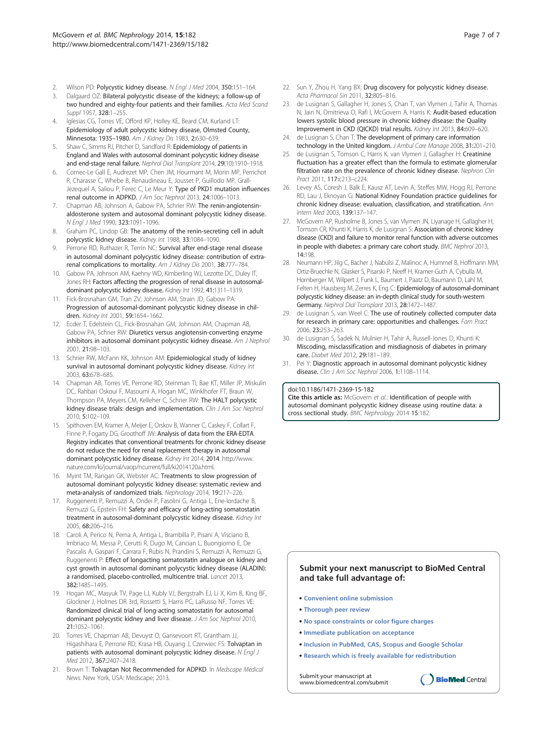2. Wilson PD: **Polycystic kidney disease.** *N Engl J Med* 2004, **350:**151–164.
3. Dalgaard OZ: **Bilateral polycystic disease of the kidneys; a follow-up of two hundred and eighty-four patients and their families.** *Acta Med Scand Suppl* 1957, **328:**1–255.
4. Iglesias CG, Torres VE, Offord KP, Holley KE, Beard CM, Kurland LT: **Epidemiology of adult polycystic kidney disease, Olmsted County, Minnesota: 1935–1980.** *Am J Kidney Dis* 1983, **2:**630–639.
5. Shaw C, Simms RJ, Pitcher D, Sandford R: **Epidemiology of patients in England and Wales with autosomal dominant polycystic kidney disease and end-stage renal failure.** *Nephrol Dial Transplant* 2014, **29**(10):1910–1918.
6. Cornec-Le Gall E, Audrezet MP, Chen JM, Hourmant M, Morin MP, Perrichot R, Charasse C, Whebe B, Renaudineau E, Jousset P, Guillodo MP, Grall-Jezequel A, Saliou P, Ferec C, Le Meur Y: **Type of PKD1 mutation influences renal outcome in ADPKD.** *J Am Soc Nephrol* 2013, **24:**1006–1013.
7. Chapman AB, Johnson A, Gabow PA, Schrier RW: **The renin-angiotensin-aldosterone system and autosomal dominant polycystic kidney disease.** *N Engl J Med* 1990, **323:**1091–1096.
8. Graham PC, Lindop GB: **The anatomy of the renin-secreting cell in adult polycystic kidney disease.** *Kidney Int* 1988, **33:**1084–1090.
9. Perrone RD, Ruthazer R, Terrin NC: **Survival after end-stage renal disease in autosomal dominant polycystic kidney disease: contribution of extra-renal complications to mortality.** *Am J Kidney Dis* 2001, **38:**777–784.
10. Gabow PA, Johnson AM, Kaehny WD, Kimberling WJ, Lezotte DC, Duley IT, Jones RH: **Factors affecting the progression of renal disease in autosomal-dominant polycystic kidney disease.** *Kidney Int* 1992, **41:**1311–1319.
11. Fick-Brosnahan GM, Tran ZV, Johnson AM, Strain JD, Gabow PA: **Progression of autosomal-dominant polycystic kidney disease in children.** *Kidney Int* 2001, **59:**1654–1662.
12. Ecder T, Edelstein CL, Fick-Brosnahan GM, Johnson AM, Chapman AB, Gabow PA, Schrier RW: **Diuretics versus angiotensin-converting enzyme inhibitors in autosomal dominant polycystic kidney disease.** *Am J Nephrol* 2001, **21:**98–103.
13. Schrier RW, McFann KK, Johnson AM: **Epidemiological study of kidney survival in autosomal dominant polycystic kidney disease.** *Kidney Int* 2003, **63:**678–685.
14. Chapman AB, Torres VE, Perrone RD, Steinman TI, Bae KT, Miller JP, Miskulin DC, Rahbari Oskoui F, Masoumi A, Hogan MC, Winklhofer FT, Braun W, Thompson PA, Meyers CM, Kelleher C, Schrier RW: **The HALT polycystic kidney disease trials: design and implementation.** *Clin J Am Soc Nephrol* 2010, **5:**102–109.
15. Spithoven EM, Kramer A, Meijer E, Orskov B, Wanner C, Caskey F, Collart F, Finne P, Fogarty DG, Groothoff JW: **Analysis of data from the ERA-EDTA Registry indicates that conventional treatments for chronic kidney disease do not reduce the need for renal replacement therapy in autosomal dominant polycystic kidney disease.** *Kidney Int* 2014, **2014**. http://www.nature.com/ki/journal/vaop/ncurrent/full/ki2014120a.html.
16. Myint TM, Rangan GK, Webster AC: **Treatments to slow progression of autosomal dominant polycystic kidney disease: systematic review and meta-analysis of randomized trials.** *Nephrology* 2014, **19:**217–226.
17. Ruggenenti P, Remuzzi A, Ondei P, Fasolini G, Antiga L, Ene-Iordache B, Remuzzi G, Epstein FH: **Safety and efficacy of long-acting somatostatin treatment in autosomal-dominant polycystic kidney disease.** *Kidney Int* 2005, **68:**206–216.
18. Caroli A, Perico N, Perna A, Antiga L, Brambilla P, Pisani A, Visciano B, Imbriaco M, Messa P, Cerutti R, Dugo M, Cancian L, Buongiorno E, De Pascalis A, Gaspari F, Carrara F, Rubis N, Prandini S, Remuzzi A, Remuzzi G, Ruggenenti P: **Effect of longacting somatostatin analogue on kidney and cyst growth in autosomal dominant polycystic kidney disease (ALADIN): a randomised, placebo-controlled, multicentre trial.** *Lancet* 2013, **382:**1485–1495.
19. Hogan MC, Masyuk TV, Page LJ, Kubly VJ, Bergstralh EJ, Li X, Kim B, King BF, Glockner J, Holmes DR 3rd, Rossetti S, Harris PC, LaRusso NF, Torres VE: **Randomized clinical trial of long-acting somatostatin for autosomal dominant polycystic kidney and liver disease.** *J Am Soc Nephrol* 2010, **21:**1052–1061.
20. Torres VE, Chapman AB, Devuyst O, Gansevoort RT, Grantham JJ, Higashihara E, Perrone RD, Krasa HB, Ouyang J, Czerwiec FS: **Tolvaptan in patients with autosomal dominant polycystic kidney disease.** *N Engl J Med* 2012, **367:**2407–2418.
21. Brown T: **Tolvaptan Not Recommended for ADPKD.** In *Medscape Medical News*. New York, USA: Medscape; 2013.
22. Sun Y, Zhou H, Yang BX: **Drug discovery for polycystic kidney disease.** *Acta Pharmacol Sin* 2011, **32:**805–816.
23. de Lusignan S, Gallagher H, Jones S, Chan T, van Vlymen J, Tahir A, Thomas N, Jain N, Dmitrieva O, Rafi I, McGovern A, Harris K: **Audit-based education lowers systolic blood pressure in chronic kidney disease: the Quality Improvement in CKD (QICKD) trial results.** *Kidney Int* 2013, **84:**609–620.
24. de Lusignan S, Chan T: **The development of primary care information technology in the United kingdom.** *J Ambul Care Manage* 2008, **31:**201–210.
25. de Lusignan S, Tomson C, Harris K, van Vlymen J, Gallagher H: **Creatinine fluctuation has a greater effect than the formula to estimate glomerular filtration rate on the prevalence of chronic kidney disease.** *Nephron Clin Pract* 2011, **117:**c213–c224.
26. Levey AS, Coresh J, Balk E, Kausz AT, Levin A, Steffes MW, Hogg RJ, Perrone RD, Lau J, Eknoyan G: **National Kidney Foundation practice guidelines for chronic kidney disease: evaluation, classification, and stratification.** *Ann Intern Med* 2003, **139:**137–147.
27. McGovern AP, Rusholme B, Jones S, van Vlymen JN, Liyanage H, Gallagher H, Tomson CR, Khunti K, Harris K, de Lusignan S: **Association of chronic kidney disease (CKD) and failure to monitor renal function with adverse outcomes in people with diabetes: a primary care cohort study.** *BMC Nephrol* 2013, **14:**198.
28. Neumann HP, Jilg C, Bacher J, Nabulsi Z, Malinoc A, Hummel B, Hoffmann MM, Ortiz-Bruechle N, Glasker S, Pisarski P, Neeff H, Kramer-Guth A, Cybulla M, Hornberger M, Wilpert J, Funk L, Baumert J, Paatz D, Baumann D, Lahl M, Felten H, Hausberg M, Zerres K, Eng C: **Epidemiology of autosomal-dominant polycystic kidney disease: an in-depth clinical study for south-western Germany.** *Nephrol Dial Transplant* 2013, **28:**1472–1487.
29. de Lusignan S, van Weel C: **The use of routinely collected computer data for research in primary care: opportunities and challenges.** *Fam Pract* 2006, **23:**253–263.
30. de Lusignan S, Sadek N, Mulnier H, Tahir A, Russell-Jones D, Khunti K: **Miscoding, misclassification and misdiagnosis of diabetes in primary care.** *Diabet Med* 2012, **29:**181–189.
31. Pei Y: **Diagnostic approach in autosomal dominant polycystic kidney disease.** *Clin J Am Soc Nephrol* 2006, **1:**1108–1114.

doi:10.1186/1471-2369-15-182

**Cite this article as:** McGovern *et al.*: Identification of people with autosomal dominant polycystic kidney disease using routine data: a cross sectional study. *BMC Nephrology* 2014 **15**:182.